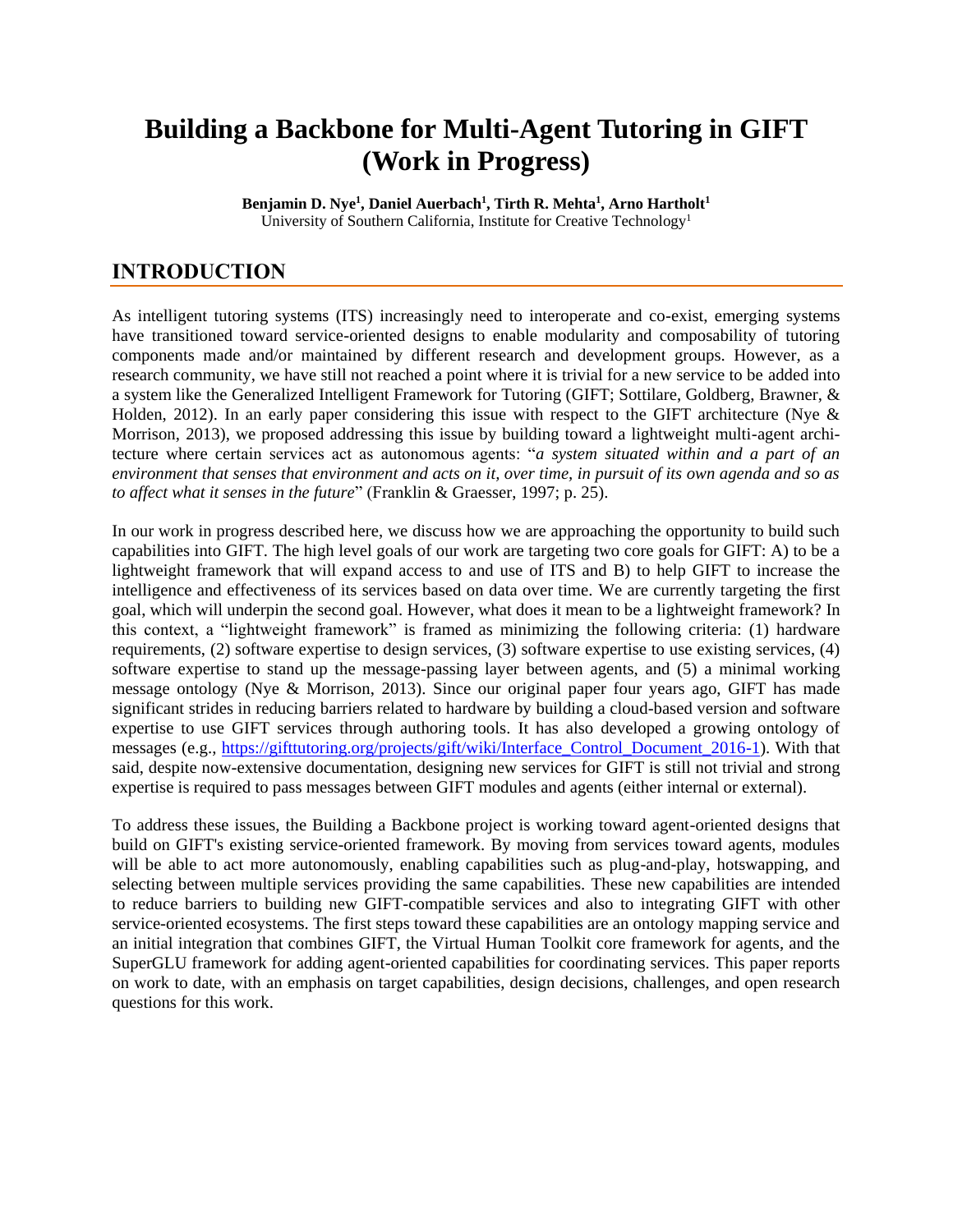# Building a Backbone for Multi-Agent Tutoring in GIFT (Work in Progress)

**Benjamin D. Nye[1], Daniel Auerbach[1], Tirth R. Mehta[1], Arno Hartholt[1]**
University of Southern California, Institute for Creative Technology[1]

## INTRODUCTION

As intelligent tutoring systems (ITS) increasingly need to interoperate and co-exist, emerging systems have transitioned toward service-oriented designs to enable modularity and composability of tutoring components made and/or maintained by different research and development groups. However, as a research community, we have still not reached a point where it is trivial for a new service to be added into a system like the Generalized Intelligent Framework for Tutoring (GIFT; Sottilare, Goldberg, Brawner, & Holden, 2012). In an early paper considering this issue with respect to the GIFT architecture (Nye & Morrison, 2013), we proposed addressing this issue by building toward a lightweight multi-agent architecture where certain services act as autonomous agents: "*a system situated within and a part of an environment that senses that environment and acts on it, over time, in pursuit of its own agenda and so as to affect what it senses in the future*" (Franklin & Graesser, 1997; p. 25).

In our work in progress described here, we discuss how we are approaching the opportunity to build such capabilities into GIFT. The high level goals of our work are targeting two core goals for GIFT: A) to be a lightweight framework that will expand access to and use of ITS and B) to help GIFT to increase the intelligence and effectiveness of its services based on data over time. We are currently targeting the first goal, which will underpin the second goal. However, what does it mean to be a lightweight framework? In this context, a "lightweight framework" is framed as minimizing the following criteria: (1) hardware requirements, (2) software expertise to design services, (3) software expertise to use existing services, (4) software expertise to stand up the message-passing layer between agents, and (5) a minimal working message ontology (Nye & Morrison, 2013). Since our original paper four years ago, GIFT has made significant strides in reducing barriers related to hardware by building a cloud-based version and software expertise to use GIFT services through authoring tools. It has also developed a growing ontology of messages (e.g., https://gifttutoring.org/projects/gift/wiki/Interface_Control_Document_2016-1). With that said, despite now-extensive documentation, designing new services for GIFT is still not trivial and strong expertise is required to pass messages between GIFT modules and agents (either internal or external).

To address these issues, the Building a Backbone project is working toward agent-oriented designs that build on GIFT's existing service-oriented framework. By moving from services toward agents, modules will be able to act more autonomously, enabling capabilities such as plug-and-play, hotswapping, and selecting between multiple services providing the same capabilities. These new capabilities are intended to reduce barriers to building new GIFT-compatible services and also to integrating GIFT with other service-oriented ecosystems. The first steps toward these capabilities are an ontology mapping service and an initial integration that combines GIFT, the Virtual Human Toolkit core framework for agents, and the SuperGLU framework for adding agent-oriented capabilities for coordinating services. This paper reports on work to date, with an emphasis on target capabilities, design decisions, challenges, and open research questions for this work.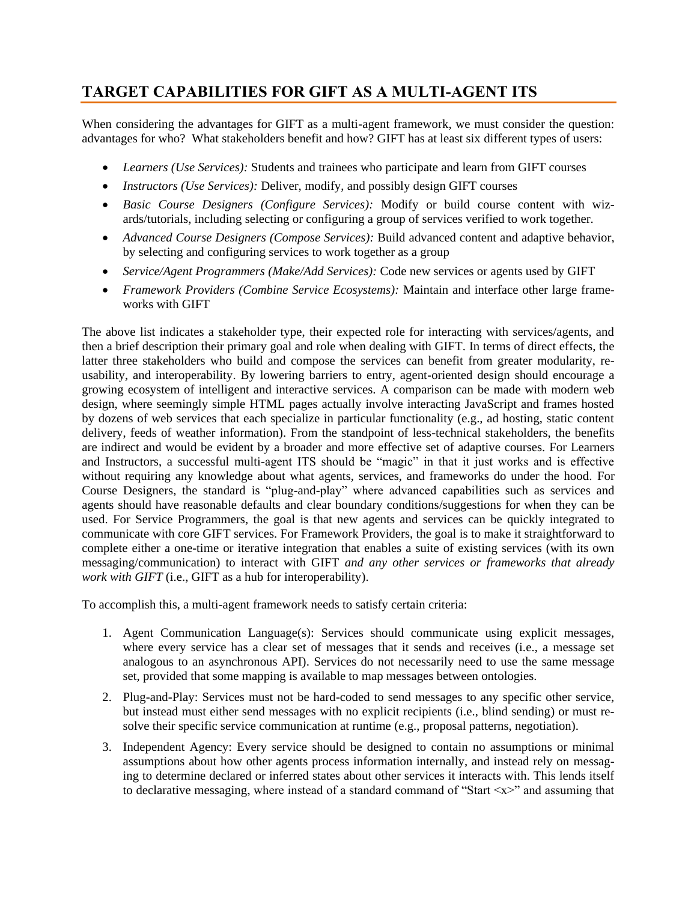## TARGET CAPABILITIES FOR GIFT AS A MULTI-AGENT ITS

When considering the advantages for GIFT as a multi-agent framework, we must consider the question: advantages for who? What stakeholders benefit and how? GIFT has at least six different types of users:

- *Learners (Use Services):* Students and trainees who participate and learn from GIFT courses
- *Instructors (Use Services):* Deliver, modify, and possibly design GIFT courses
- *Basic Course Designers (Configure Services):* Modify or build course content with wizards/tutorials, including selecting or configuring a group of services verified to work together.
- *Advanced Course Designers (Compose Services):* Build advanced content and adaptive behavior, by selecting and configuring services to work together as a group
- *Service/Agent Programmers (Make/Add Services):* Code new services or agents used by GIFT
- *Framework Providers (Combine Service Ecosystems):* Maintain and interface other large frameworks with GIFT

The above list indicates a stakeholder type, their expected role for interacting with services/agents, and then a brief description their primary goal and role when dealing with GIFT. In terms of direct effects, the latter three stakeholders who build and compose the services can benefit from greater modularity, reusability, and interoperability. By lowering barriers to entry, agent-oriented design should encourage a growing ecosystem of intelligent and interactive services. A comparison can be made with modern web design, where seemingly simple HTML pages actually involve interacting JavaScript and frames hosted by dozens of web services that each specialize in particular functionality (e.g., ad hosting, static content delivery, feeds of weather information). From the standpoint of less-technical stakeholders, the benefits are indirect and would be evident by a broader and more effective set of adaptive courses. For Learners and Instructors, a successful multi-agent ITS should be "magic" in that it just works and is effective without requiring any knowledge about what agents, services, and frameworks do under the hood. For Course Designers, the standard is "plug-and-play" where advanced capabilities such as services and agents should have reasonable defaults and clear boundary conditions/suggestions for when they can be used. For Service Programmers, the goal is that new agents and services can be quickly integrated to communicate with core GIFT services. For Framework Providers, the goal is to make it straightforward to complete either a one-time or iterative integration that enables a suite of existing services (with its own messaging/communication) to interact with GIFT *and any other services or frameworks that already work with GIFT* (i.e., GIFT as a hub for interoperability).

To accomplish this, a multi-agent framework needs to satisfy certain criteria:

1. Agent Communication Language(s): Services should communicate using explicit messages, where every service has a clear set of messages that it sends and receives (i.e., a message set analogous to an asynchronous API). Services do not necessarily need to use the same message set, provided that some mapping is available to map messages between ontologies.
2. Plug-and-Play: Services must not be hard-coded to send messages to any specific other service, but instead must either send messages with no explicit recipients (i.e., blind sending) or must resolve their specific service communication at runtime (e.g., proposal patterns, negotiation).
3. Independent Agency: Every service should be designed to contain no assumptions or minimal assumptions about how other agents process information internally, and instead rely on messaging to determine declared or inferred states about other services it interacts with. This lends itself to declarative messaging, where instead of a standard command of "Start <x>" and assuming that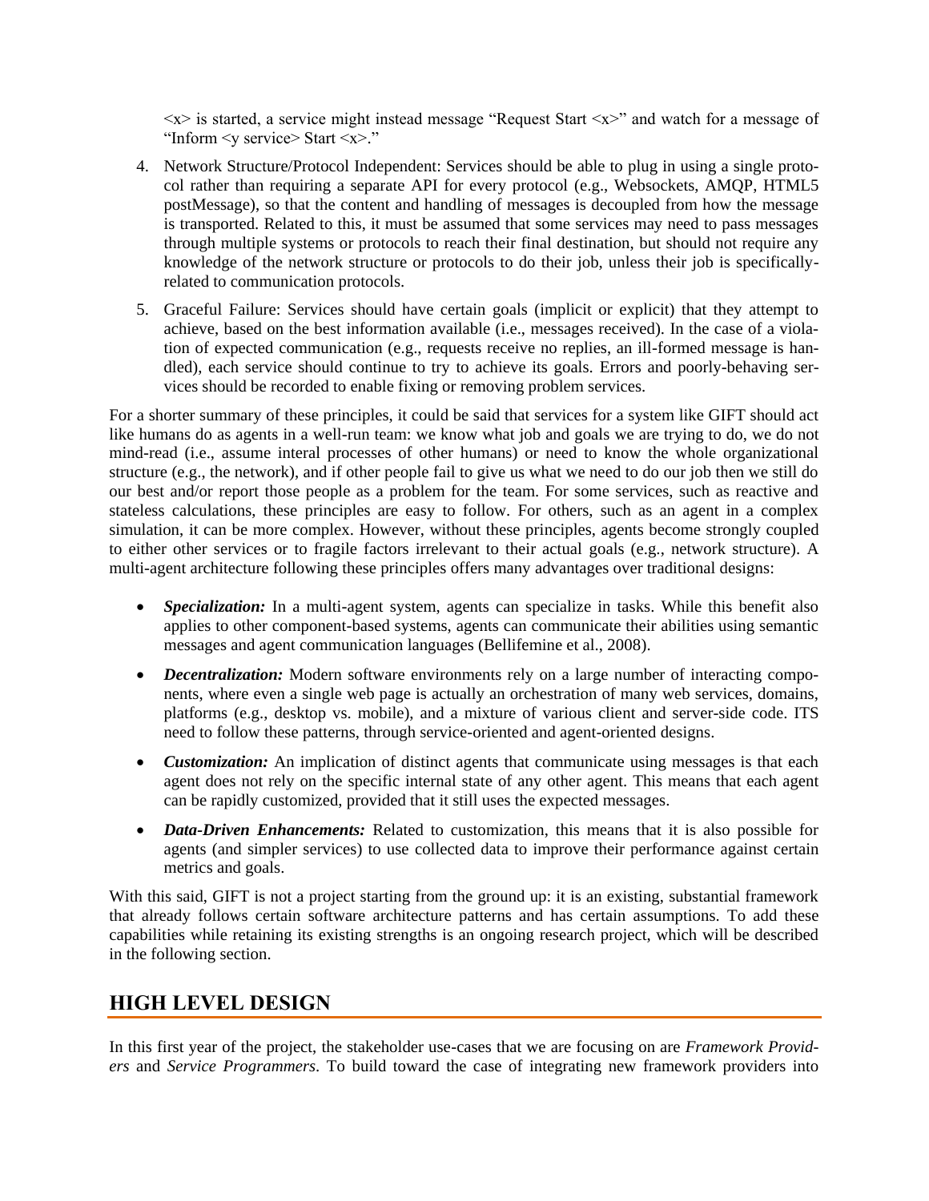<x> is started, a service might instead message "Request Start <x>" and watch for a message of "Inform <y service> Start <x>."

4. Network Structure/Protocol Independent: Services should be able to plug in using a single protocol rather than requiring a separate API for every protocol (e.g., Websockets, AMQP, HTML5 postMessage), so that the content and handling of messages is decoupled from how the message is transported. Related to this, it must be assumed that some services may need to pass messages through multiple systems or protocols to reach their final destination, but should not require any knowledge of the network structure or protocols to do their job, unless their job is specifically-related to communication protocols.

5. Graceful Failure: Services should have certain goals (implicit or explicit) that they attempt to achieve, based on the best information available (i.e., messages received). In the case of a violation of expected communication (e.g., requests receive no replies, an ill-formed message is handled), each service should continue to try to achieve its goals. Errors and poorly-behaving services should be recorded to enable fixing or removing problem services.

For a shorter summary of these principles, it could be said that services for a system like GIFT should act like humans do as agents in a well-run team: we know what job and goals we are trying to do, we do not mind-read (i.e., assume interal processes of other humans) or need to know the whole organizational structure (e.g., the network), and if other people fail to give us what we need to do our job then we still do our best and/or report those people as a problem for the team. For some services, such as reactive and stateless calculations, these principles are easy to follow. For others, such as an agent in a complex simulation, it can be more complex. However, without these principles, agents become strongly coupled to either other services or to fragile factors irrelevant to their actual goals (e.g., network structure). A multi-agent architecture following these principles offers many advantages over traditional designs:

- ***Specialization:*** In a multi-agent system, agents can specialize in tasks. While this benefit also applies to other component-based systems, agents can communicate their abilities using semantic messages and agent communication languages (Bellifemine et al., 2008).
- ***Decentralization:*** Modern software environments rely on a large number of interacting components, where even a single web page is actually an orchestration of many web services, domains, platforms (e.g., desktop vs. mobile), and a mixture of various client and server-side code. ITS need to follow these patterns, through service-oriented and agent-oriented designs.
- ***Customization:*** An implication of distinct agents that communicate using messages is that each agent does not rely on the specific internal state of any other agent. This means that each agent can be rapidly customized, provided that it still uses the expected messages.
- ***Data-Driven Enhancements:*** Related to customization, this means that it is also possible for agents (and simpler services) to use collected data to improve their performance against certain metrics and goals.

With this said, GIFT is not a project starting from the ground up: it is an existing, substantial framework that already follows certain software architecture patterns and has certain assumptions. To add these capabilities while retaining its existing strengths is an ongoing research project, which will be described in the following section.

## HIGH LEVEL DESIGN

In this first year of the project, the stakeholder use-cases that we are focusing on are *Framework Providers* and *Service Programmers*. To build toward the case of integrating new framework providers into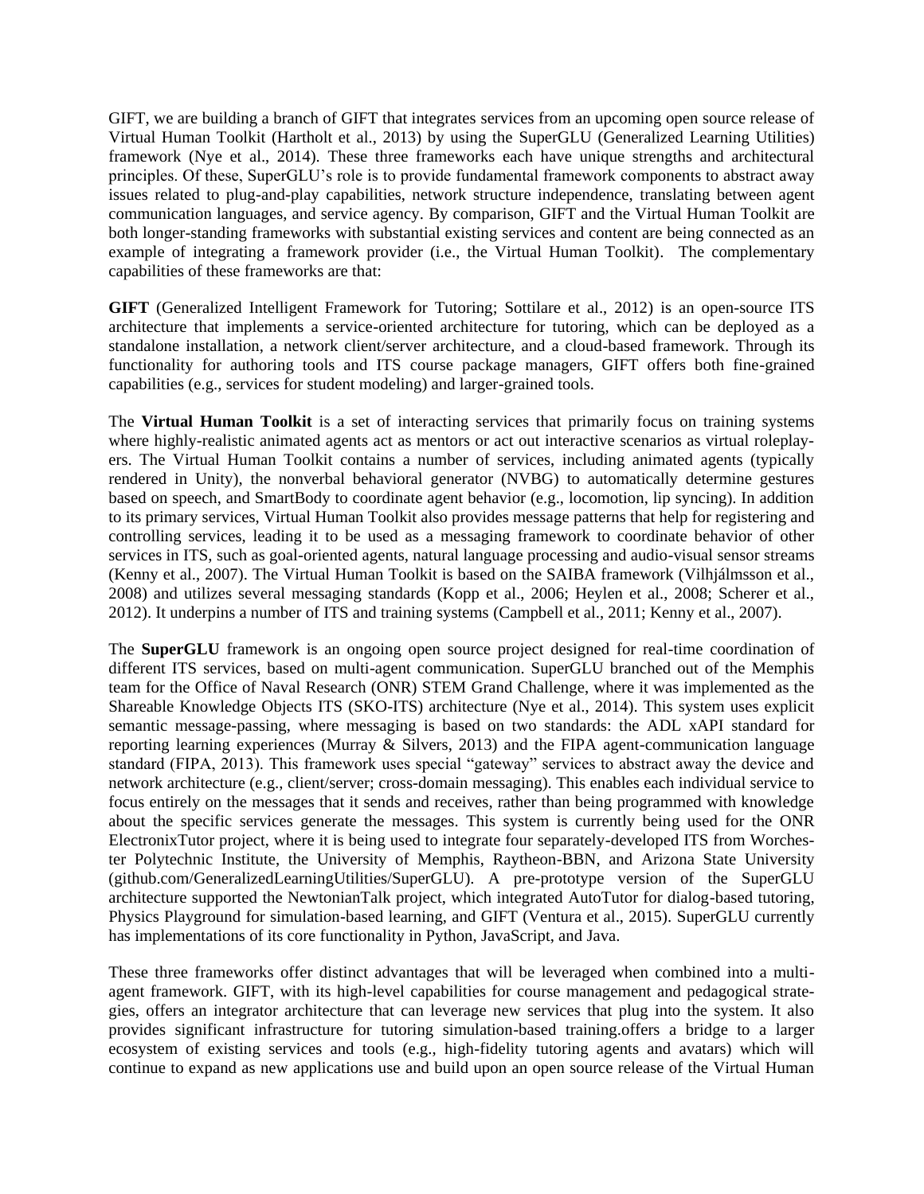GIFT, we are building a branch of GIFT that integrates services from an upcoming open source release of Virtual Human Toolkit (Hartholt et al., 2013) by using the SuperGLU (Generalized Learning Utilities) framework (Nye et al., 2014). These three frameworks each have unique strengths and architectural principles. Of these, SuperGLU's role is to provide fundamental framework components to abstract away issues related to plug-and-play capabilities, network structure independence, translating between agent communication languages, and service agency. By comparison, GIFT and the Virtual Human Toolkit are both longer-standing frameworks with substantial existing services and content are being connected as an example of integrating a framework provider (i.e., the Virtual Human Toolkit). The complementary capabilities of these frameworks are that:

**GIFT** (Generalized Intelligent Framework for Tutoring; Sottilare et al., 2012) is an open-source ITS architecture that implements a service-oriented architecture for tutoring, which can be deployed as a standalone installation, a network client/server architecture, and a cloud-based framework. Through its functionality for authoring tools and ITS course package managers, GIFT offers both fine-grained capabilities (e.g., services for student modeling) and larger-grained tools.

The **Virtual Human Toolkit** is a set of interacting services that primarily focus on training systems where highly-realistic animated agents act as mentors or act out interactive scenarios as virtual roleplayers. The Virtual Human Toolkit contains a number of services, including animated agents (typically rendered in Unity), the nonverbal behavioral generator (NVBG) to automatically determine gestures based on speech, and SmartBody to coordinate agent behavior (e.g., locomotion, lip syncing). In addition to its primary services, Virtual Human Toolkit also provides message patterns that help for registering and controlling services, leading it to be used as a messaging framework to coordinate behavior of other services in ITS, such as goal-oriented agents, natural language processing and audio-visual sensor streams (Kenny et al., 2007). The Virtual Human Toolkit is based on the SAIBA framework (Vilhjálmsson et al., 2008) and utilizes several messaging standards (Kopp et al., 2006; Heylen et al., 2008; Scherer et al., 2012). It underpins a number of ITS and training systems (Campbell et al., 2011; Kenny et al., 2007).

The **SuperGLU** framework is an ongoing open source project designed for real-time coordination of different ITS services, based on multi-agent communication. SuperGLU branched out of the Memphis team for the Office of Naval Research (ONR) STEM Grand Challenge, where it was implemented as the Shareable Knowledge Objects ITS (SKO-ITS) architecture (Nye et al., 2014). This system uses explicit semantic message-passing, where messaging is based on two standards: the ADL xAPI standard for reporting learning experiences (Murray & Silvers, 2013) and the FIPA agent-communication language standard (FIPA, 2013). This framework uses special "gateway" services to abstract away the device and network architecture (e.g., client/server; cross-domain messaging). This enables each individual service to focus entirely on the messages that it sends and receives, rather than being programmed with knowledge about the specific services generate the messages. This system is currently being used for the ONR ElectronixTutor project, where it is being used to integrate four separately-developed ITS from Worchester Polytechnic Institute, the University of Memphis, Raytheon-BBN, and Arizona State University (github.com/GeneralizedLearningUtilities/SuperGLU). A pre-prototype version of the SuperGLU architecture supported the NewtonianTalk project, which integrated AutoTutor for dialog-based tutoring, Physics Playground for simulation-based learning, and GIFT (Ventura et al., 2015). SuperGLU currently has implementations of its core functionality in Python, JavaScript, and Java.

These three frameworks offer distinct advantages that will be leveraged when combined into a multi-agent framework. GIFT, with its high-level capabilities for course management and pedagogical strategies, offers an integrator architecture that can leverage new services that plug into the system. It also provides significant infrastructure for tutoring simulation-based training.offers a bridge to a larger ecosystem of existing services and tools (e.g., high-fidelity tutoring agents and avatars) which will continue to expand as new applications use and build upon an open source release of the Virtual Human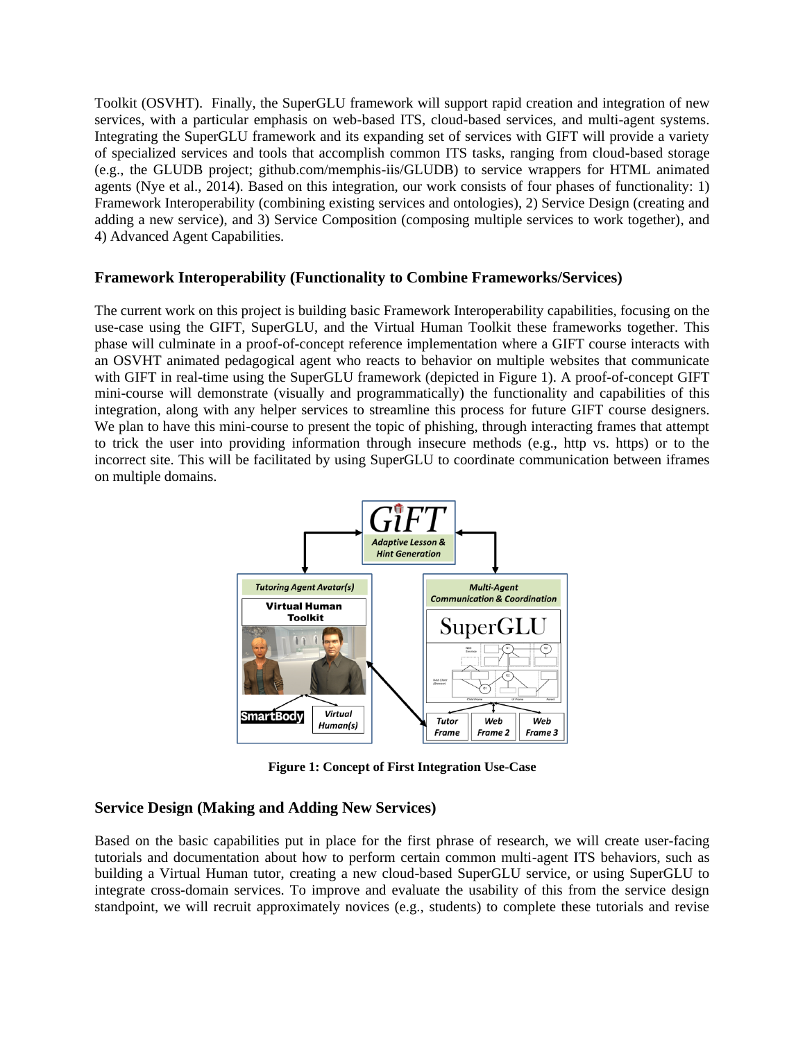Toolkit (OSVHT). Finally, the SuperGLU framework will support rapid creation and integration of new services, with a particular emphasis on web-based ITS, cloud-based services, and multi-agent systems. Integrating the SuperGLU framework and its expanding set of services with GIFT will provide a variety of specialized services and tools that accomplish common ITS tasks, ranging from cloud-based storage (e.g., the GLUDB project; github.com/memphis-iis/GLUDB) to service wrappers for HTML animated agents (Nye et al., 2014). Based on this integration, our work consists of four phases of functionality: 1) Framework Interoperability (combining existing services and ontologies), 2) Service Design (creating and adding a new service), and 3) Service Composition (composing multiple services to work together), and 4) Advanced Agent Capabilities.

## Framework Interoperability (Functionality to Combine Frameworks/Services)

The current work on this project is building basic Framework Interoperability capabilities, focusing on the use-case using the GIFT, SuperGLU, and the Virtual Human Toolkit these frameworks together. This phase will culminate in a proof-of-concept reference implementation where a GIFT course interacts with an OSVHT animated pedagogical agent who reacts to behavior on multiple websites that communicate with GIFT in real-time using the SuperGLU framework (depicted in Figure 1). A proof-of-concept GIFT mini-course will demonstrate (visually and programmatically) the functionality and capabilities of this integration, along with any helper services to streamline this process for future GIFT course designers. We plan to have this mini-course to present the topic of phishing, through interacting frames that attempt to trick the user into providing information through insecure methods (e.g., http vs. https) or to the incorrect site. This will be facilitated by using SuperGLU to coordinate communication between iframes on multiple domains.

**Figure 1: Concept of First Integration Use-Case**

## Service Design (Making and Adding New Services)

Based on the basic capabilities put in place for the first phrase of research, we will create user-facing tutorials and documentation about how to perform certain common multi-agent ITS behaviors, such as building a Virtual Human tutor, creating a new cloud-based SuperGLU service, or using SuperGLU to integrate cross-domain services. To improve and evaluate the usability of this from the service design standpoint, we will recruit approximately novices (e.g., students) to complete these tutorials and revise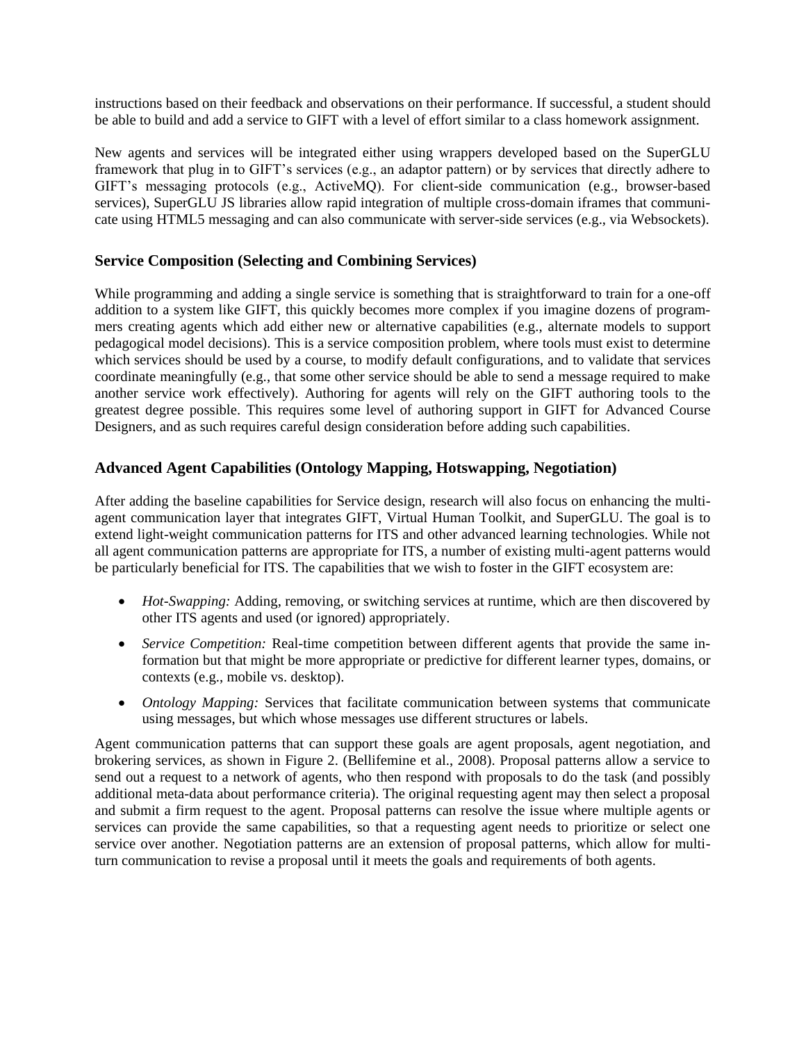instructions based on their feedback and observations on their performance. If successful, a student should be able to build and add a service to GIFT with a level of effort similar to a class homework assignment.

New agents and services will be integrated either using wrappers developed based on the SuperGLU framework that plug in to GIFT's services (e.g., an adaptor pattern) or by services that directly adhere to GIFT's messaging protocols (e.g., ActiveMQ). For client-side communication (e.g., browser-based services), SuperGLU JS libraries allow rapid integration of multiple cross-domain iframes that communicate using HTML5 messaging and can also communicate with server-side services (e.g., via Websockets).

### Service Composition (Selecting and Combining Services)

While programming and adding a single service is something that is straightforward to train for a one-off addition to a system like GIFT, this quickly becomes more complex if you imagine dozens of programmers creating agents which add either new or alternative capabilities (e.g., alternate models to support pedagogical model decisions). This is a service composition problem, where tools must exist to determine which services should be used by a course, to modify default configurations, and to validate that services coordinate meaningfully (e.g., that some other service should be able to send a message required to make another service work effectively). Authoring for agents will rely on the GIFT authoring tools to the greatest degree possible. This requires some level of authoring support in GIFT for Advanced Course Designers, and as such requires careful design consideration before adding such capabilities.

### Advanced Agent Capabilities (Ontology Mapping, Hotswapping, Negotiation)

After adding the baseline capabilities for Service design, research will also focus on enhancing the multi-agent communication layer that integrates GIFT, Virtual Human Toolkit, and SuperGLU. The goal is to extend light-weight communication patterns for ITS and other advanced learning technologies. While not all agent communication patterns are appropriate for ITS, a number of existing multi-agent patterns would be particularly beneficial for ITS. The capabilities that we wish to foster in the GIFT ecosystem are:

- *Hot-Swapping:* Adding, removing, or switching services at runtime, which are then discovered by other ITS agents and used (or ignored) appropriately.
- *Service Competition:* Real-time competition between different agents that provide the same information but that might be more appropriate or predictive for different learner types, domains, or contexts (e.g., mobile vs. desktop).
- *Ontology Mapping:* Services that facilitate communication between systems that communicate using messages, but which whose messages use different structures or labels.

Agent communication patterns that can support these goals are agent proposals, agent negotiation, and brokering services, as shown in Figure 2. (Bellifemine et al., 2008). Proposal patterns allow a service to send out a request to a network of agents, who then respond with proposals to do the task (and possibly additional meta-data about performance criteria). The original requesting agent may then select a proposal and submit a firm request to the agent. Proposal patterns can resolve the issue where multiple agents or services can provide the same capabilities, so that a requesting agent needs to prioritize or select one service over another. Negotiation patterns are an extension of proposal patterns, which allow for multi-turn communication to revise a proposal until it meets the goals and requirements of both agents.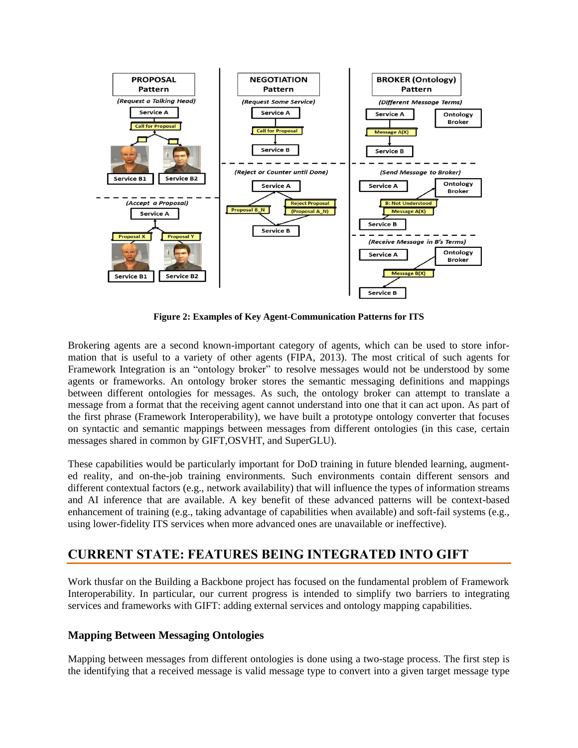**Figure 2: Examples of Key Agent-Communication Patterns for ITS**

Brokering agents are a second known-important category of agents, which can be used to store information that is useful to a variety of other agents (FIPA, 2013). The most critical of such agents for Framework Integration is an "ontology broker" to resolve messages would not be understood by some agents or frameworks. An ontology broker stores the semantic messaging definitions and mappings between different ontologies for messages. As such, the ontology broker can attempt to translate a message from a format that the receiving agent cannot understand into one that it can act upon. As part of the first phrase (Framework Interoperability), we have built a prototype ontology converter that focuses on syntactic and semantic mappings between messages from different ontologies (in this case, certain messages shared in common by GIFT,OSVHT, and SuperGLU).

These capabilities would be particularly important for DoD training in future blended learning, augmented reality, and on-the-job training environments. Such environments contain different sensors and different contextual factors (e.g., network availability) that will influence the types of information streams and AI inference that are available. A key benefit of these advanced patterns will be context-based enhancement of training (e.g., taking advantage of capabilities when available) and soft-fail systems (e.g., using lower-fidelity ITS services when more advanced ones are unavailable or ineffective).

## CURRENT STATE: FEATURES BEING INTEGRATED INTO GIFT

Work thusfar on the Building a Backbone project has focused on the fundamental problem of Framework Interoperability. In particular, our current progress is intended to simplify two barriers to integrating services and frameworks with GIFT: adding external services and ontology mapping capabilities.

### Mapping Between Messaging Ontologies

Mapping between messages from different ontologies is done using a two-stage process. The first step is the identifying that a received message is valid message type to convert into a given target message type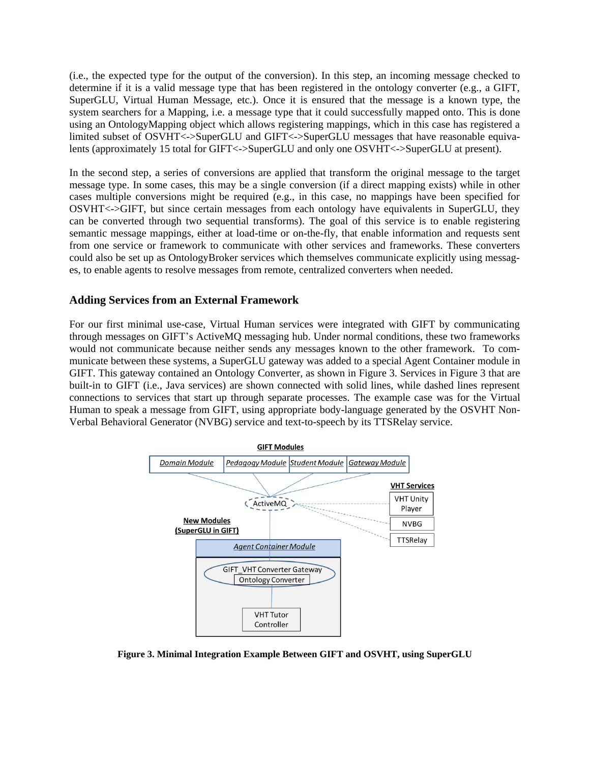(i.e., the expected type for the output of the conversion). In this step, an incoming message checked to determine if it is a valid message type that has been registered in the ontology converter (e.g., a GIFT, SuperGLU, Virtual Human Message, etc.). Once it is ensured that the message is a known type, the system searchers for a Mapping, i.e. a message type that it could successfully mapped onto. This is done using an OntologyMapping object which allows registering mappings, which in this case has registered a limited subset of OSVHT<->SuperGLU and GIFT<->SuperGLU messages that have reasonable equivalents (approximately 15 total for GIFT<->SuperGLU and only one OSVHT<->SuperGLU at present).

In the second step, a series of conversions are applied that transform the original message to the target message type. In some cases, this may be a single conversion (if a direct mapping exists) while in other cases multiple conversions might be required (e.g., in this case, no mappings have been specified for OSVHT<->GIFT, but since certain messages from each ontology have equivalents in SuperGLU, they can be converted through two sequential transforms). The goal of this service is to enable registering semantic message mappings, either at load-time or on-the-fly, that enable information and requests sent from one service or framework to communicate with other services and frameworks. These converters could also be set up as OntologyBroker services which themselves communicate explicitly using messages, to enable agents to resolve messages from remote, centralized converters when needed.

## Adding Services from an External Framework

For our first minimal use-case, Virtual Human services were integrated with GIFT by communicating through messages on GIFT's ActiveMQ messaging hub. Under normal conditions, these two frameworks would not communicate because neither sends any messages known to the other framework. To communicate between these systems, a SuperGLU gateway was added to a special Agent Container module in GIFT. This gateway contained an Ontology Converter, as shown in Figure 3. Services in Figure 3 that are built-in to GIFT (i.e., Java services) are shown connected with solid lines, while dashed lines represent connections to services that start up through separate processes. The example case was for the Virtual Human to speak a message from GIFT, using appropriate body-language generated by the OSVHT Non-Verbal Behavioral Generator (NVBG) service and text-to-speech by its TTSRelay service.

**Figure 3. Minimal Integration Example Between GIFT and OSVHT, using SuperGLU**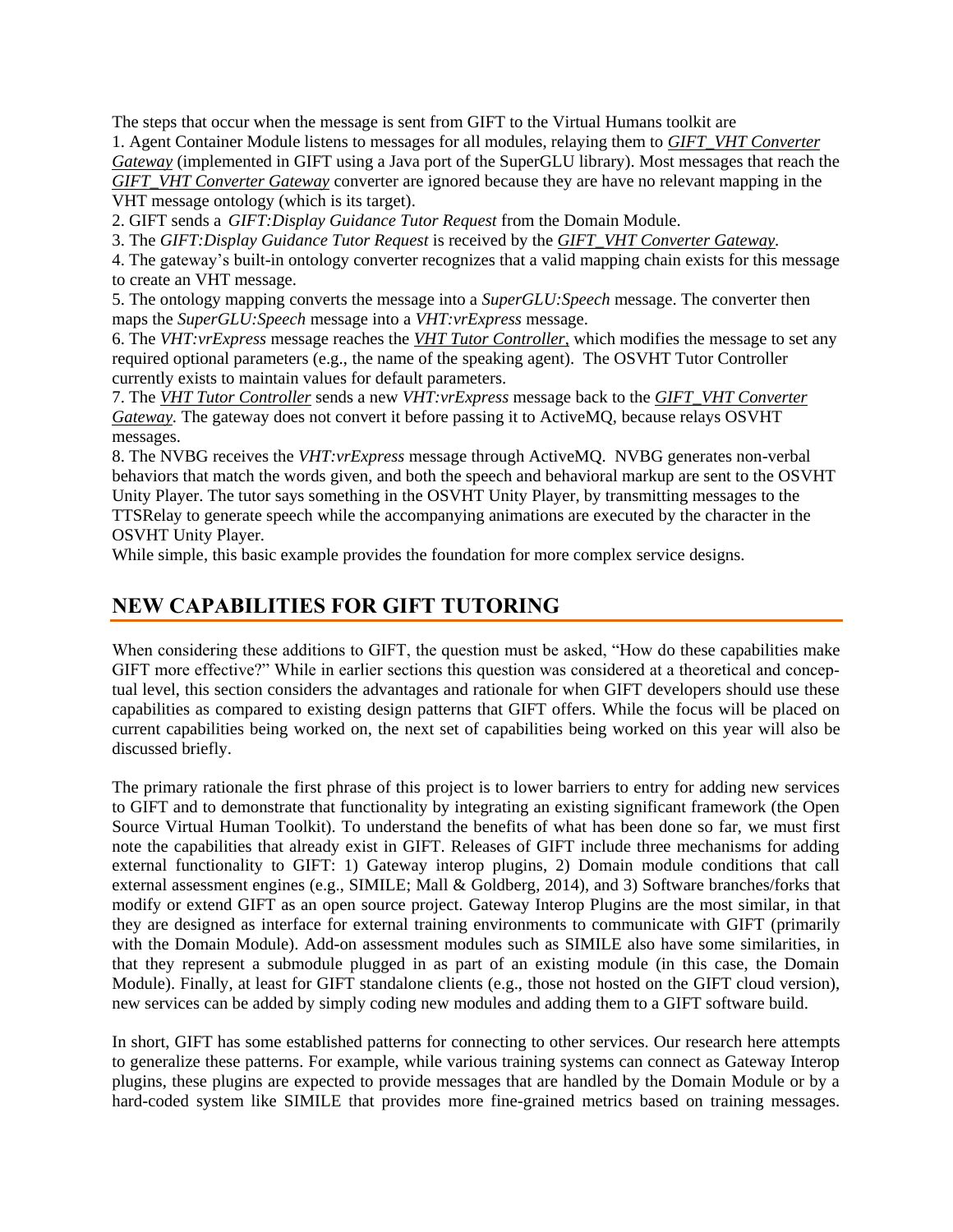The steps that occur when the message is sent from GIFT to the Virtual Humans toolkit are

1. Agent Container Module listens to messages for all modules, relaying them to *GIFT_VHT Converter Gateway* (implemented in GIFT using a Java port of the SuperGLU library). Most messages that reach the *GIFT_VHT Converter Gateway* converter are ignored because they are have no relevant mapping in the VHT message ontology (which is its target).
2. GIFT sends a *GIFT:Display Guidance Tutor Request* from the Domain Module.
3. The *GIFT:Display Guidance Tutor Request* is received by the *GIFT_VHT Converter Gateway*.
4. The gateway's built-in ontology converter recognizes that a valid mapping chain exists for this message to create an VHT message.
5. The ontology mapping converts the message into a *SuperGLU:Speech* message. The converter then maps the *SuperGLU:Speech* message into a *VHT:vrExpress* message.
6. The *VHT:vrExpress* message reaches the *VHT Tutor Controller*, which modifies the message to set any required optional parameters (e.g., the name of the speaking agent). The OSVHT Tutor Controller currently exists to maintain values for default parameters.
7. The *VHT Tutor Controller* sends a new *VHT:vrExpress* message back to the *GIFT_VHT Converter Gateway*. The gateway does not convert it before passing it to ActiveMQ, because relays OSVHT messages.
8. The NVBG receives the *VHT:vrExpress* message through ActiveMQ. NVBG generates non-verbal behaviors that match the words given, and both the speech and behavioral markup are sent to the OSVHT Unity Player. The tutor says something in the OSVHT Unity Player, by transmitting messages to the TTSRelay to generate speech while the accompanying animations are executed by the character in the OSVHT Unity Player.

While simple, this basic example provides the foundation for more complex service designs.

## NEW CAPABILITIES FOR GIFT TUTORING

When considering these additions to GIFT, the question must be asked, "How do these capabilities make GIFT more effective?" While in earlier sections this question was considered at a theoretical and conceptual level, this section considers the advantages and rationale for when GIFT developers should use these capabilities as compared to existing design patterns that GIFT offers. While the focus will be placed on current capabilities being worked on, the next set of capabilities being worked on this year will also be discussed briefly.

The primary rationale the first phrase of this project is to lower barriers to entry for adding new services to GIFT and to demonstrate that functionality by integrating an existing significant framework (the Open Source Virtual Human Toolkit). To understand the benefits of what has been done so far, we must first note the capabilities that already exist in GIFT. Releases of GIFT include three mechanisms for adding external functionality to GIFT: 1) Gateway interop plugins, 2) Domain module conditions that call external assessment engines (e.g., SIMILE; Mall & Goldberg, 2014), and 3) Software branches/forks that modify or extend GIFT as an open source project. Gateway Interop Plugins are the most similar, in that they are designed as interface for external training environments to communicate with GIFT (primarily with the Domain Module). Add-on assessment modules such as SIMILE also have some similarities, in that they represent a submodule plugged in as part of an existing module (in this case, the Domain Module). Finally, at least for GIFT standalone clients (e.g., those not hosted on the GIFT cloud version), new services can be added by simply coding new modules and adding them to a GIFT software build.

In short, GIFT has some established patterns for connecting to other services. Our research here attempts to generalize these patterns. For example, while various training systems can connect as Gateway Interop plugins, these plugins are expected to provide messages that are handled by the Domain Module or by a hard-coded system like SIMILE that provides more fine-grained metrics based on training messages.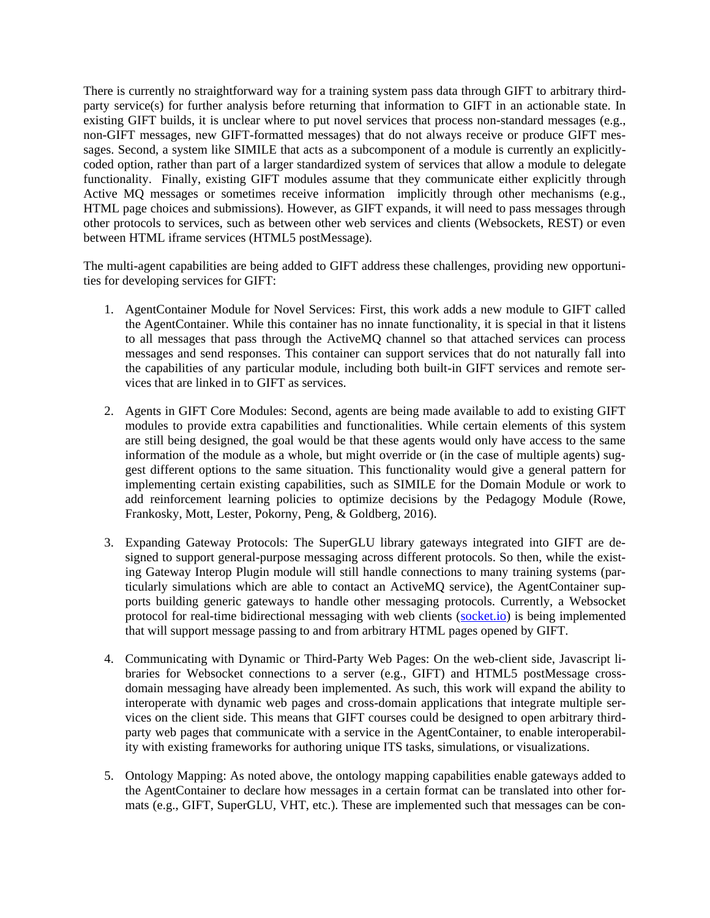There is currently no straightforward way for a training system pass data through GIFT to arbitrary third-party service(s) for further analysis before returning that information to GIFT in an actionable state. In existing GIFT builds, it is unclear where to put novel services that process non-standard messages (e.g., non-GIFT messages, new GIFT-formatted messages) that do not always receive or produce GIFT messages. Second, a system like SIMILE that acts as a subcomponent of a module is currently an explicitly-coded option, rather than part of a larger standardized system of services that allow a module to delegate functionality. Finally, existing GIFT modules assume that they communicate either explicitly through Active MQ messages or sometimes receive information implicitly through other mechanisms (e.g., HTML page choices and submissions). However, as GIFT expands, it will need to pass messages through other protocols to services, such as between other web services and clients (Websockets, REST) or even between HTML iframe services (HTML5 postMessage).

The multi-agent capabilities are being added to GIFT address these challenges, providing new opportunities for developing services for GIFT:

1. AgentContainer Module for Novel Services: First, this work adds a new module to GIFT called the AgentContainer. While this container has no innate functionality, it is special in that it listens to all messages that pass through the ActiveMQ channel so that attached services can process messages and send responses. This container can support services that do not naturally fall into the capabilities of any particular module, including both built-in GIFT services and remote services that are linked in to GIFT as services.

2. Agents in GIFT Core Modules: Second, agents are being made available to add to existing GIFT modules to provide extra capabilities and functionalities. While certain elements of this system are still being designed, the goal would be that these agents would only have access to the same information of the module as a whole, but might override or (in the case of multiple agents) suggest different options to the same situation. This functionality would give a general pattern for implementing certain existing capabilities, such as SIMILE for the Domain Module or work to add reinforcement learning policies to optimize decisions by the Pedagogy Module (Rowe, Frankosky, Mott, Lester, Pokorny, Peng, & Goldberg, 2016).

3. Expanding Gateway Protocols: The SuperGLU library gateways integrated into GIFT are designed to support general-purpose messaging across different protocols. So then, while the existing Gateway Interop Plugin module will still handle connections to many training systems (particularly simulations which are able to contact an ActiveMQ service), the AgentContainer supports building generic gateways to handle other messaging protocols. Currently, a Websocket protocol for real-time bidirectional messaging with web clients (socket.io) is being implemented that will support message passing to and from arbitrary HTML pages opened by GIFT.

4. Communicating with Dynamic or Third-Party Web Pages: On the web-client side, Javascript libraries for Websocket connections to a server (e.g., GIFT) and HTML5 postMessage cross-domain messaging have already been implemented. As such, this work will expand the ability to interoperate with dynamic web pages and cross-domain applications that integrate multiple services on the client side. This means that GIFT courses could be designed to open arbitrary third-party web pages that communicate with a service in the AgentContainer, to enable interoperability with existing frameworks for authoring unique ITS tasks, simulations, or visualizations.

5. Ontology Mapping: As noted above, the ontology mapping capabilities enable gateways added to the AgentContainer to declare how messages in a certain format can be translated into other formats (e.g., GIFT, SuperGLU, VHT, etc.). These are implemented such that messages can be con-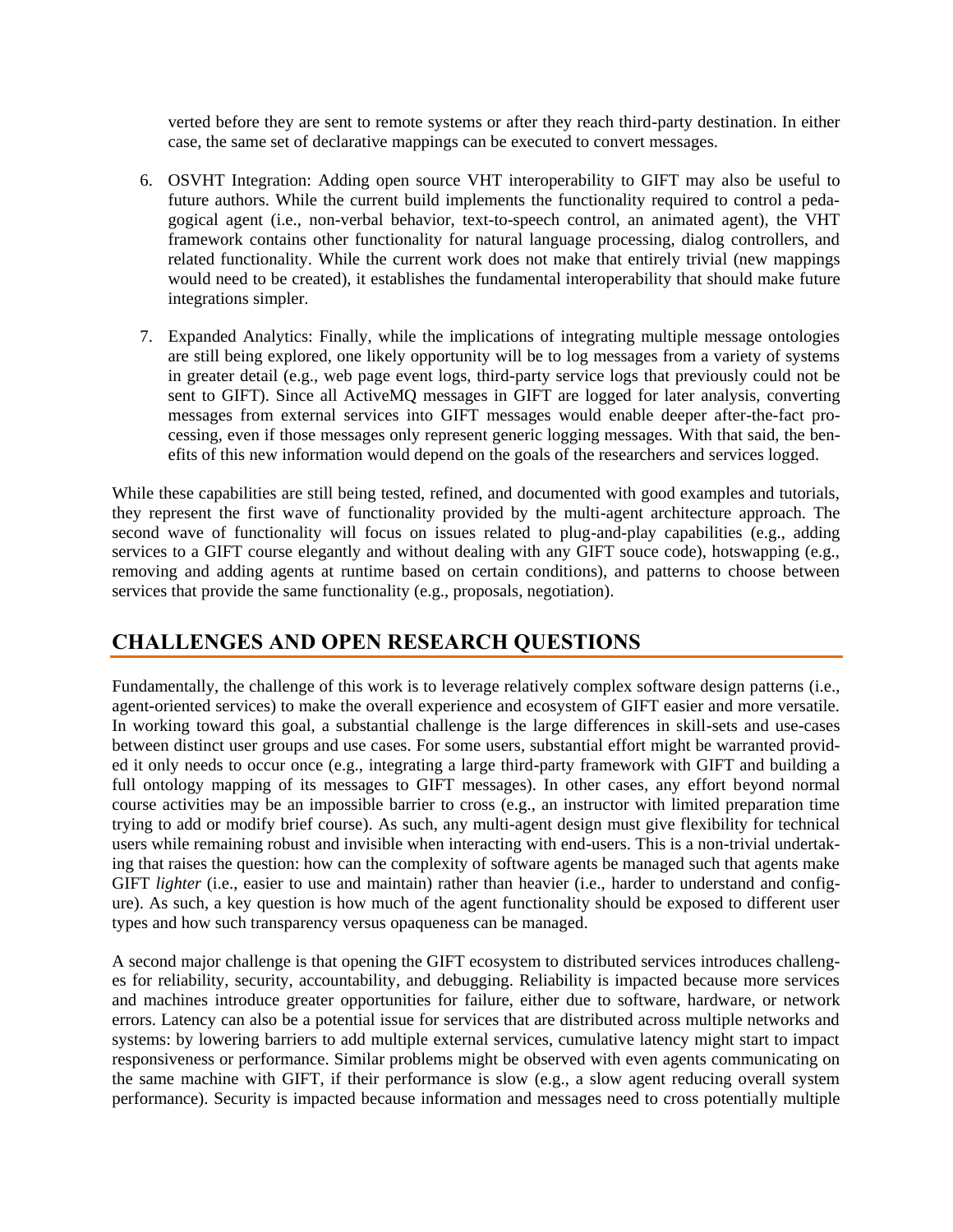verted before they are sent to remote systems or after they reach third-party destination. In either case, the same set of declarative mappings can be executed to convert messages.

6. OSVHT Integration: Adding open source VHT interoperability to GIFT may also be useful to future authors. While the current build implements the functionality required to control a pedagogical agent (i.e., non-verbal behavior, text-to-speech control, an animated agent), the VHT framework contains other functionality for natural language processing, dialog controllers, and related functionality. While the current work does not make that entirely trivial (new mappings would need to be created), it establishes the fundamental interoperability that should make future integrations simpler.

7. Expanded Analytics: Finally, while the implications of integrating multiple message ontologies are still being explored, one likely opportunity will be to log messages from a variety of systems in greater detail (e.g., web page event logs, third-party service logs that previously could not be sent to GIFT). Since all ActiveMQ messages in GIFT are logged for later analysis, converting messages from external services into GIFT messages would enable deeper after-the-fact processing, even if those messages only represent generic logging messages. With that said, the benefits of this new information would depend on the goals of the researchers and services logged.

While these capabilities are still being tested, refined, and documented with good examples and tutorials, they represent the first wave of functionality provided by the multi-agent architecture approach. The second wave of functionality will focus on issues related to plug-and-play capabilities (e.g., adding services to a GIFT course elegantly and without dealing with any GIFT souce code), hotswapping (e.g., removing and adding agents at runtime based on certain conditions), and patterns to choose between services that provide the same functionality (e.g., proposals, negotiation).

## CHALLENGES AND OPEN RESEARCH QUESTIONS

Fundamentally, the challenge of this work is to leverage relatively complex software design patterns (i.e., agent-oriented services) to make the overall experience and ecosystem of GIFT easier and more versatile. In working toward this goal, a substantial challenge is the large differences in skill-sets and use-cases between distinct user groups and use cases. For some users, substantial effort might be warranted provided it only needs to occur once (e.g., integrating a large third-party framework with GIFT and building a full ontology mapping of its messages to GIFT messages). In other cases, any effort beyond normal course activities may be an impossible barrier to cross (e.g., an instructor with limited preparation time trying to add or modify brief course). As such, any multi-agent design must give flexibility for technical users while remaining robust and invisible when interacting with end-users. This is a non-trivial undertaking that raises the question: how can the complexity of software agents be managed such that agents make GIFT *lighter* (i.e., easier to use and maintain) rather than heavier (i.e., harder to understand and configure). As such, a key question is how much of the agent functionality should be exposed to different user types and how such transparency versus opaqueness can be managed.

A second major challenge is that opening the GIFT ecosystem to distributed services introduces challenges for reliability, security, accountability, and debugging. Reliability is impacted because more services and machines introduce greater opportunities for failure, either due to software, hardware, or network errors. Latency can also be a potential issue for services that are distributed across multiple networks and systems: by lowering barriers to add multiple external services, cumulative latency might start to impact responsiveness or performance. Similar problems might be observed with even agents communicating on the same machine with GIFT, if their performance is slow (e.g., a slow agent reducing overall system performance). Security is impacted because information and messages need to cross potentially multiple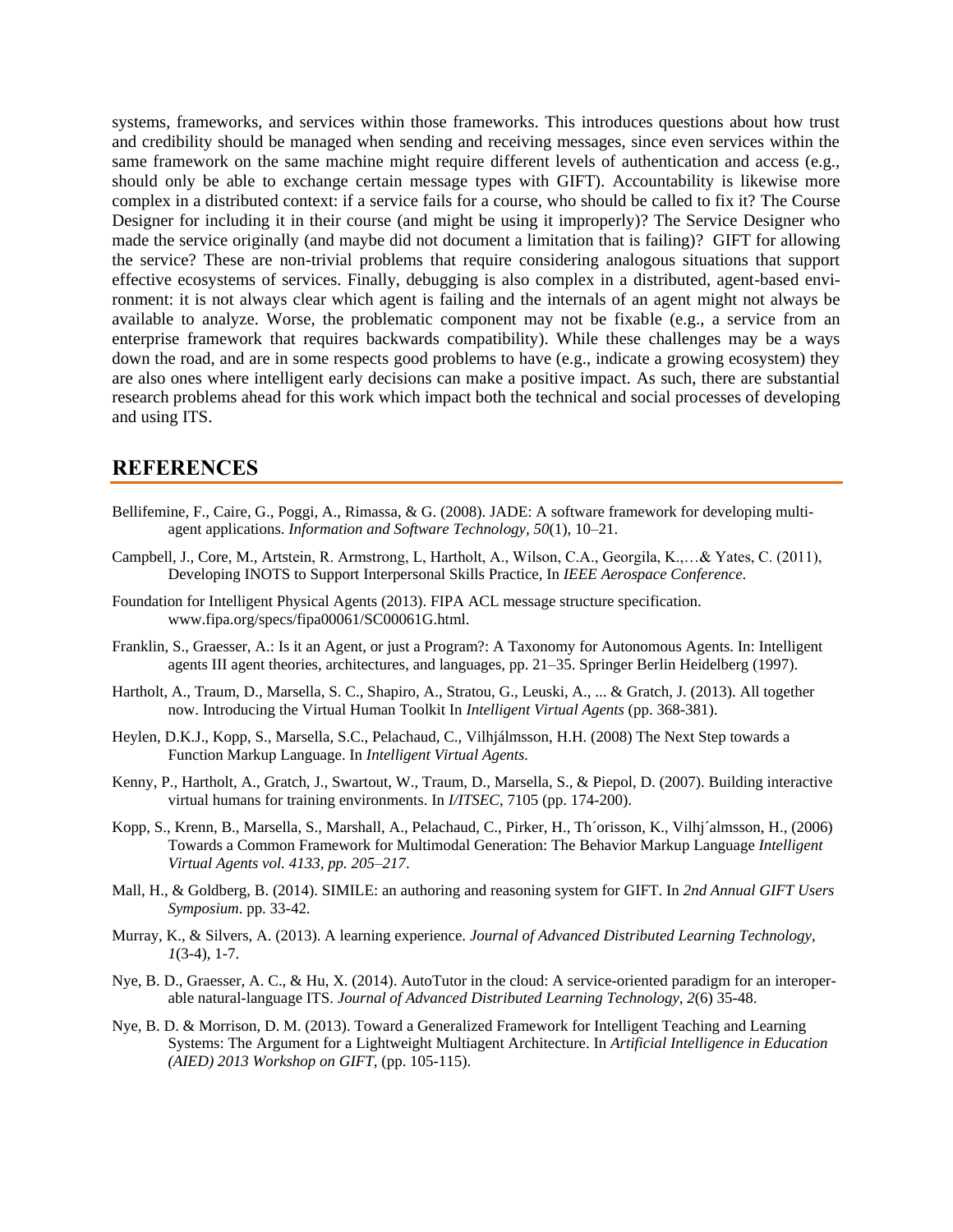systems, frameworks, and services within those frameworks. This introduces questions about how trust and credibility should be managed when sending and receiving messages, since even services within the same framework on the same machine might require different levels of authentication and access (e.g., should only be able to exchange certain message types with GIFT). Accountability is likewise more complex in a distributed context: if a service fails for a course, who should be called to fix it? The Course Designer for including it in their course (and might be using it improperly)? The Service Designer who made the service originally (and maybe did not document a limitation that is failing)? GIFT for allowing the service? These are non-trivial problems that require considering analogous situations that support effective ecosystems of services. Finally, debugging is also complex in a distributed, agent-based environment: it is not always clear which agent is failing and the internals of an agent might not always be available to analyze. Worse, the problematic component may not be fixable (e.g., a service from an enterprise framework that requires backwards compatibility). While these challenges may be a ways down the road, and are in some respects good problems to have (e.g., indicate a growing ecosystem) they are also ones where intelligent early decisions can make a positive impact. As such, there are substantial research problems ahead for this work which impact both the technical and social processes of developing and using ITS.

# REFERENCES

Bellifemine, F., Caire, G., Poggi, A., Rimassa, & G. (2008). JADE: A software framework for developing multi-agent applications. *Information and Software Technology*, *50*(1), 10–21.

Campbell, J., Core, M., Artstein, R. Armstrong, L, Hartholt, A., Wilson, C.A., Georgila, K.,…& Yates, C. (2011), Developing INOTS to Support Interpersonal Skills Practice, In *IEEE Aerospace Conference*.

Foundation for Intelligent Physical Agents (2013). FIPA ACL message structure specification. www.fipa.org/specs/fipa00061/SC00061G.html.

Franklin, S., Graesser, A.: Is it an Agent, or just a Program?: A Taxonomy for Autonomous Agents. In: Intelligent agents III agent theories, architectures, and languages, pp. 21–35. Springer Berlin Heidelberg (1997).

Hartholt, A., Traum, D., Marsella, S. C., Shapiro, A., Stratou, G., Leuski, A., ... & Gratch, J. (2013). All together now. Introducing the Virtual Human Toolkit In *Intelligent Virtual Agents* (pp. 368-381).

Heylen, D.K.J., Kopp, S., Marsella, S.C., Pelachaud, C., Vilhjálmsson, H.H. (2008) The Next Step towards a Function Markup Language. In *Intelligent Virtual Agents.*

Kenny, P., Hartholt, A., Gratch, J., Swartout, W., Traum, D., Marsella, S., & Piepol, D. (2007). Building interactive virtual humans for training environments. In *I/ITSEC*, 7105 (pp. 174-200).

Kopp, S., Krenn, B., Marsella, S., Marshall, A., Pelachaud, C., Pirker, H., Th´orisson, K., Vilhj´almsson, H., (2006) Towards a Common Framework for Multimodal Generation: The Behavior Markup Language *Intelligent Virtual Agents vol. 4133, pp. 205–217*.

Mall, H., & Goldberg, B. (2014). SIMILE: an authoring and reasoning system for GIFT. In *2nd Annual GIFT Users Symposium*. pp. 33-42.

Murray, K., & Silvers, A. (2013). A learning experience. *Journal of Advanced Distributed Learning Technology*, *1*(3-4), 1-7.

Nye, B. D., Graesser, A. C., & Hu, X. (2014). AutoTutor in the cloud: A service-oriented paradigm for an interoperable natural-language ITS. *Journal of Advanced Distributed Learning Technology, 2*(6) 35-48.

Nye, B. D. & Morrison, D. M. (2013). Toward a Generalized Framework for Intelligent Teaching and Learning Systems: The Argument for a Lightweight Multiagent Architecture. In *Artificial Intelligence in Education (AIED) 2013 Workshop on GIFT*, (pp. 105-115).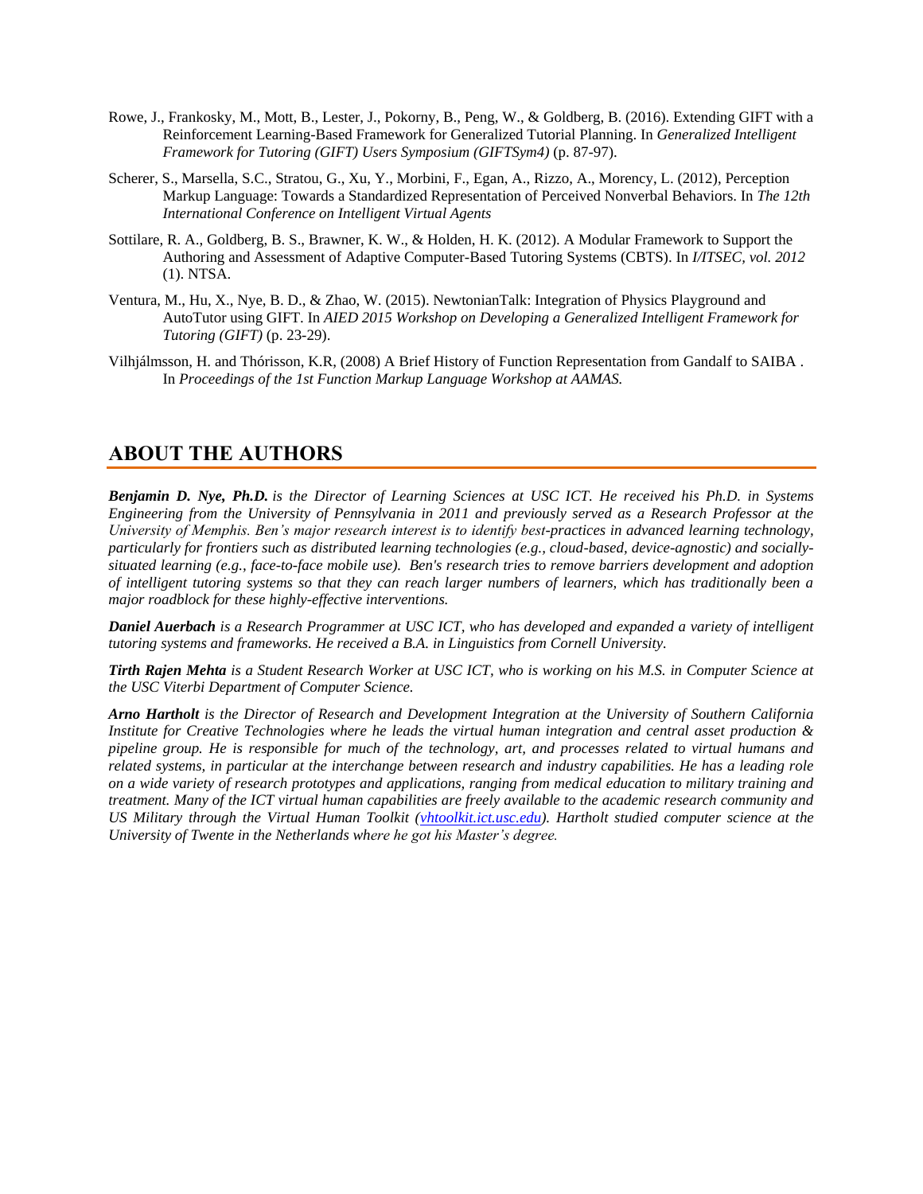Rowe, J., Frankosky, M., Mott, B., Lester, J., Pokorny, B., Peng, W., & Goldberg, B. (2016). Extending GIFT with a Reinforcement Learning-Based Framework for Generalized Tutorial Planning. In *Generalized Intelligent Framework for Tutoring (GIFT) Users Symposium (GIFTSym4)* (p. 87-97).

Scherer, S., Marsella, S.C., Stratou, G., Xu, Y., Morbini, F., Egan, A., Rizzo, A., Morency, L. (2012), Perception Markup Language: Towards a Standardized Representation of Perceived Nonverbal Behaviors. In *The 12th International Conference on Intelligent Virtual Agents*

Sottilare, R. A., Goldberg, B. S., Brawner, K. W., & Holden, H. K. (2012). A Modular Framework to Support the Authoring and Assessment of Adaptive Computer-Based Tutoring Systems (CBTS). In *I/ITSEC, vol. 2012* (1). NTSA.

Ventura, M., Hu, X., Nye, B. D., & Zhao, W. (2015). NewtonianTalk: Integration of Physics Playground and AutoTutor using GIFT. In *AIED 2015 Workshop on Developing a Generalized Intelligent Framework for Tutoring (GIFT)* (p. 23-29).

Vilhjálmsson, H. and Thórisson, K.R, (2008) A Brief History of Function Representation from Gandalf to SAIBA . In *Proceedings of the 1st Function Markup Language Workshop at AAMAS.*

## ABOUT THE AUTHORS

***Benjamin D. Nye, Ph.D.*** *is the Director of Learning Sciences at USC ICT. He received his Ph.D. in Systems Engineering from the University of Pennsylvania in 2011 and previously served as a Research Professor at the University of Memphis. Ben's major research interest is to identify best-practices in advanced learning technology, particularly for frontiers such as distributed learning technologies (e.g., cloud-based, device-agnostic) and socially-situated learning (e.g., face-to-face mobile use). Ben's research tries to remove barriers development and adoption of intelligent tutoring systems so that they can reach larger numbers of learners, which has traditionally been a major roadblock for these highly-effective interventions.*

***Daniel Auerbach*** *is a Research Programmer at USC ICT, who has developed and expanded a variety of intelligent tutoring systems and frameworks. He received a B.A. in Linguistics from Cornell University.*

***Tirth Rajen Mehta*** *is a Student Research Worker at USC ICT, who is working on his M.S. in Computer Science at the USC Viterbi Department of Computer Science.*

***Arno Hartholt*** *is the Director of Research and Development Integration at the University of Southern California Institute for Creative Technologies where he leads the virtual human integration and central asset production & pipeline group. He is responsible for much of the technology, art, and processes related to virtual humans and related systems, in particular at the interchange between research and industry capabilities. He has a leading role on a wide variety of research prototypes and applications, ranging from medical education to military training and treatment. Many of the ICT virtual human capabilities are freely available to the academic research community and US Military through the Virtual Human Toolkit (vhtoolkit.ict.usc.edu). Hartholt studied computer science at the University of Twente in the Netherlands where he got his Master's degree.*